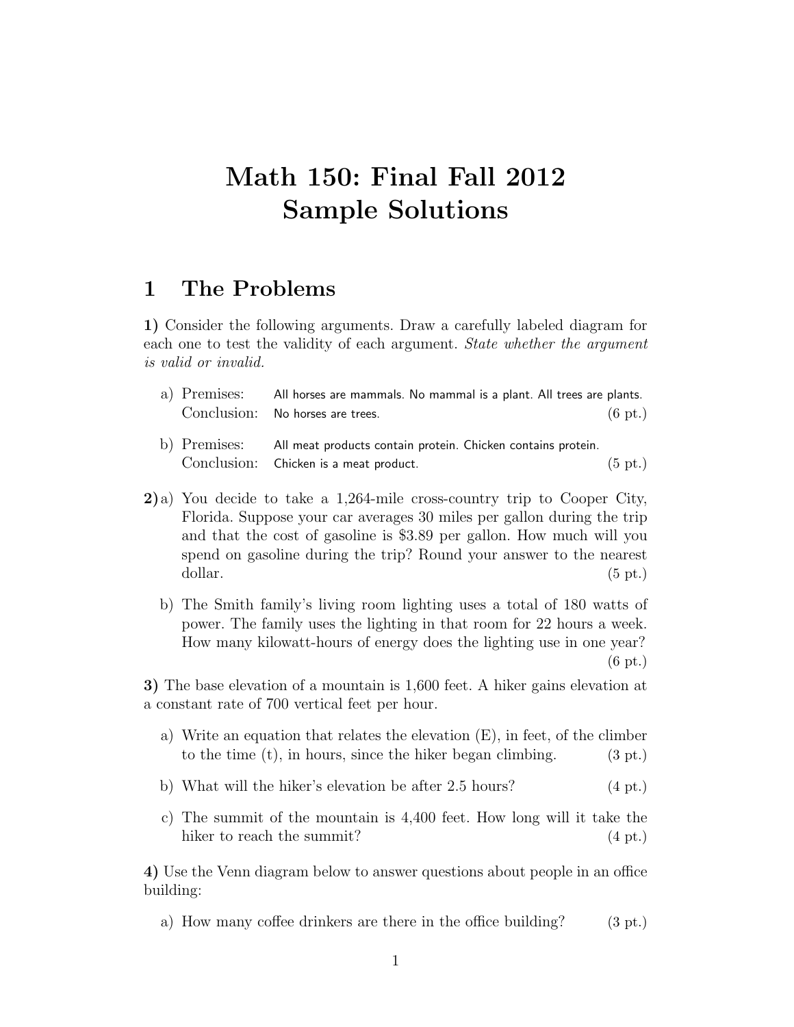# Math 150: Final Fall 2012 Sample Solutions

## 1 The Problems

**1)** Consider the following arguments. Draw a carefully labeled diagram for each one to test the validity of each argument. *State whether the argument is valid or invalid.*

a) Premises: All horses are mammals. No mammal is a plant. All trees are plants.
Conclusion: No horses are trees. (6 pt.)

b) Premises: All meat products contain protein. Chicken contains protein.
Conclusion: Chicken is a meat product. (5 pt.)

**2)** a) You decide to take a 1,264-mile cross-country trip to Cooper City, Florida. Suppose your car averages 30 miles per gallon during the trip and that the cost of gasoline is $3.89 per gallon. How much will you spend on gasoline during the trip? Round your answer to the nearest dollar. (5 pt.)

b) The Smith family's living room lighting uses a total of 180 watts of power. The family uses the lighting in that room for 22 hours a week. How many kilowatt-hours of energy does the lighting use in one year? (6 pt.)

**3)** The base elevation of a mountain is 1,600 feet. A hiker gains elevation at a constant rate of 700 vertical feet per hour.

a) Write an equation that relates the elevation (E), in feet, of the climber to the time (t), in hours, since the hiker began climbing. (3 pt.)

b) What will the hiker's elevation be after 2.5 hours? (4 pt.)

c) The summit of the mountain is 4,400 feet. How long will it take the hiker to reach the summit? (4 pt.)

**4)** Use the Venn diagram below to answer questions about people in an office building:

a) How many coffee drinkers are there in the office building? (3 pt.)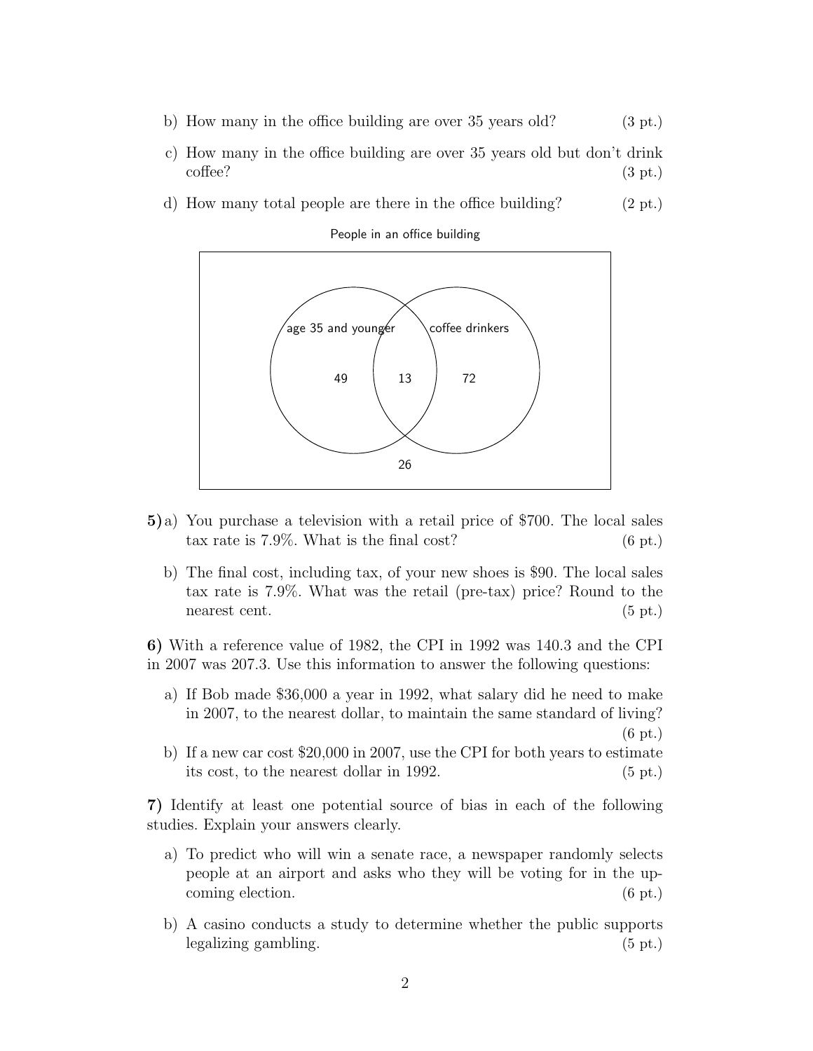b) How many in the office building are over 35 years old? (3 pt.)

c) How many in the office building are over 35 years old but don't drink coffee? (3 pt.)

d) How many total people are there in the office building? (2 pt.)

People in an office building

age 35 and younger

coffee drinkers

49

13

72

26

**5)** a) You purchase a television with a retail price of \$700. The local sales tax rate is 7.9%. What is the final cost? (6 pt.)

b) The final cost, including tax, of your new shoes is \$90. The local sales tax rate is 7.9%. What was the retail (pre-tax) price? Round to the nearest cent. (5 pt.)

**6)** With a reference value of 1982, the CPI in 1992 was 140.3 and the CPI in 2007 was 207.3. Use this information to answer the following questions:

a) If Bob made \$36,000 a year in 1992, what salary did he need to make in 2007, to the nearest dollar, to maintain the same standard of living? (6 pt.)

b) If a new car cost \$20,000 in 2007, use the CPI for both years to estimate its cost, to the nearest dollar in 1992. (5 pt.)

**7)** Identify at least one potential source of bias in each of the following studies. Explain your answers clearly.

a) To predict who will win a senate race, a newspaper randomly selects people at an airport and asks who they will be voting for in the upcoming election. (6 pt.)

b) A casino conducts a study to determine whether the public supports legalizing gambling. (5 pt.)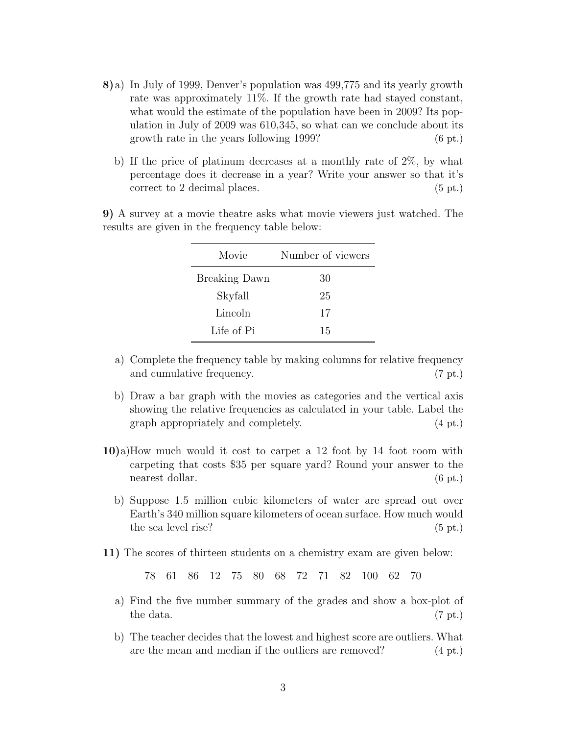**8)** a) In July of 1999, Denver's population was 499,775 and its yearly growth rate was approximately 11%. If the growth rate had stayed constant, what would the estimate of the population have been in 2009? Its population in July of 2009 was 610,345, so what can we conclude about its growth rate in the years following 1999? (6 pt.)

b) If the price of platinum decreases at a monthly rate of 2%, by what percentage does it decrease in a year? Write your answer so that it's correct to 2 decimal places. (5 pt.)

**9)** A survey at a movie theatre asks what movie viewers just watched. The results are given in the frequency table below:

| Movie | Number of viewers |
|---|---|
| Breaking Dawn | 30 |
| Skyfall | 25 |
| Lincoln | 17 |
| Life of Pi | 15 |

a) Complete the frequency table by making columns for relative frequency and cumulative frequency. (7 pt.)

b) Draw a bar graph with the movies as categories and the vertical axis showing the relative frequencies as calculated in your table. Label the graph appropriately and completely. (4 pt.)

**10)** a) How much would it cost to carpet a 12 foot by 14 foot room with carpeting that costs \$35 per square yard? Round your answer to the nearest dollar. (6 pt.)

b) Suppose 1.5 million cubic kilometers of water are spread out over Earth's 340 million square kilometers of ocean surface. How much would the sea level rise? (5 pt.)

**11)** The scores of thirteen students on a chemistry exam are given below:

78 61 86 12 75 80 68 72 71 82 100 62 70

a) Find the five number summary of the grades and show a box-plot of the data. (7 pt.)

b) The teacher decides that the lowest and highest score are outliers. What are the mean and median if the outliers are removed? (4 pt.)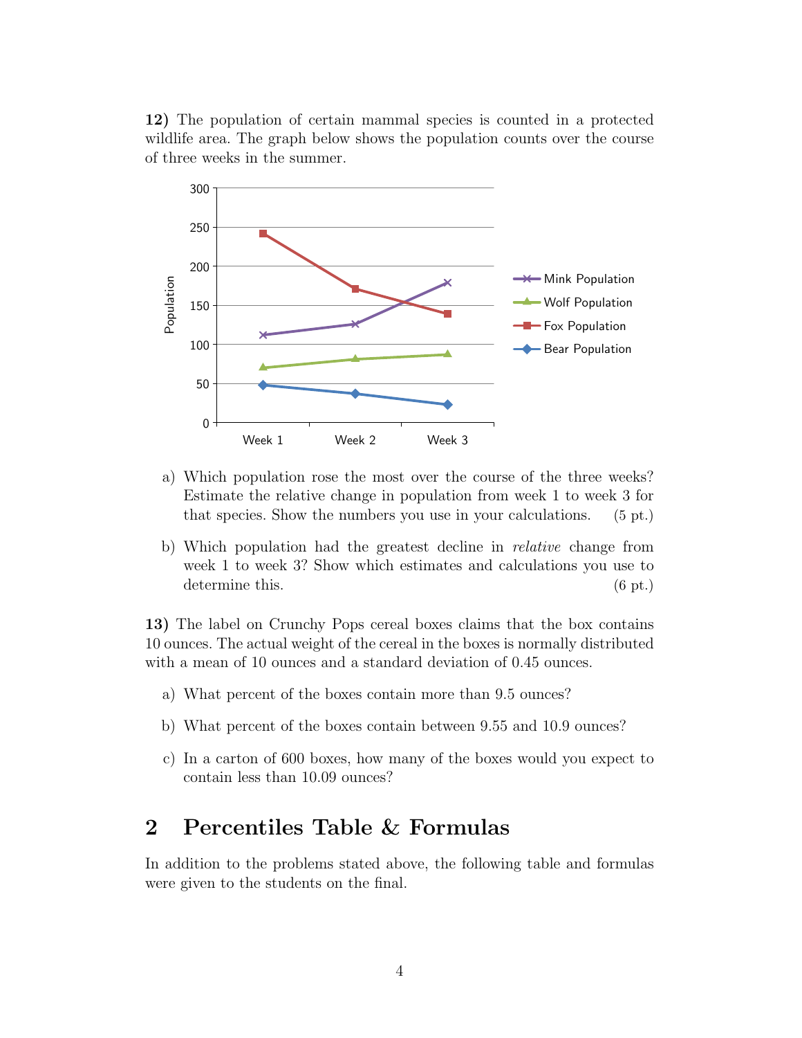**12)** The population of certain mammal species is counted in a protected wildlife area. The graph below shows the population counts over the course of three weeks in the summer.

a) Which population rose the most over the course of the three weeks? Estimate the relative change in population from week 1 to week 3 for that species. Show the numbers you use in your calculations. (5 pt.)

b) Which population had the greatest decline in *relative* change from week 1 to week 3? Show which estimates and calculations you use to determine this. (6 pt.)

**13)** The label on Crunchy Pops cereal boxes claims that the box contains 10 ounces. The actual weight of the cereal in the boxes is normally distributed with a mean of 10 ounces and a standard deviation of 0.45 ounces.

a) What percent of the boxes contain more than 9.5 ounces?

b) What percent of the boxes contain between 9.55 and 10.9 ounces?

c) In a carton of 600 boxes, how many of the boxes would you expect to contain less than 10.09 ounces?

## 2 Percentiles Table & Formulas

In addition to the problems stated above, the following table and formulas were given to the students on the final.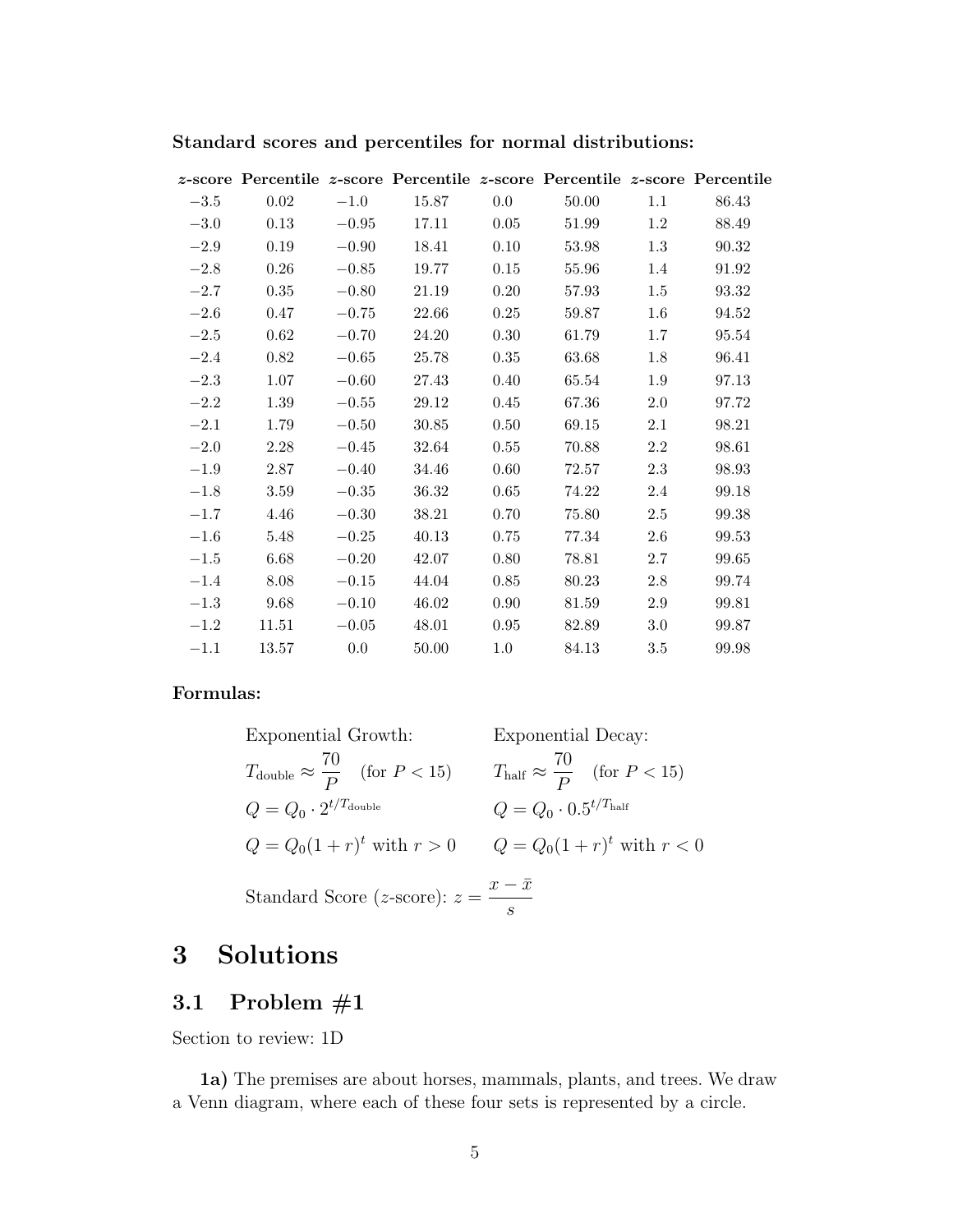**Standard scores and percentiles for normal distributions:**

| $z$-score | Percentile | $z$-score | Percentile | $z$-score | Percentile | $z$-score | Percentile |
|---|---|---|---|---|---|---|---|
| −3.5 | 0.02 | −1.0 | 15.87 | 0.0 | 50.00 | 1.1 | 86.43 |
| −3.0 | 0.13 | −0.95 | 17.11 | 0.05 | 51.99 | 1.2 | 88.49 |
| −2.9 | 0.19 | −0.90 | 18.41 | 0.10 | 53.98 | 1.3 | 90.32 |
| −2.8 | 0.26 | −0.85 | 19.77 | 0.15 | 55.96 | 1.4 | 91.92 |
| −2.7 | 0.35 | −0.80 | 21.19 | 0.20 | 57.93 | 1.5 | 93.32 |
| −2.6 | 0.47 | −0.75 | 22.66 | 0.25 | 59.87 | 1.6 | 94.52 |
| −2.5 | 0.62 | −0.70 | 24.20 | 0.30 | 61.79 | 1.7 | 95.54 |
| −2.4 | 0.82 | −0.65 | 25.78 | 0.35 | 63.68 | 1.8 | 96.41 |
| −2.3 | 1.07 | −0.60 | 27.43 | 0.40 | 65.54 | 1.9 | 97.13 |
| −2.2 | 1.39 | −0.55 | 29.12 | 0.45 | 67.36 | 2.0 | 97.72 |
| −2.1 | 1.79 | −0.50 | 30.85 | 0.50 | 69.15 | 2.1 | 98.21 |
| −2.0 | 2.28 | −0.45 | 32.64 | 0.55 | 70.88 | 2.2 | 98.61 |
| −1.9 | 2.87 | −0.40 | 34.46 | 0.60 | 72.57 | 2.3 | 98.93 |
| −1.8 | 3.59 | −0.35 | 36.32 | 0.65 | 74.22 | 2.4 | 99.18 |
| −1.7 | 4.46 | −0.30 | 38.21 | 0.70 | 75.80 | 2.5 | 99.38 |
| −1.6 | 5.48 | −0.25 | 40.13 | 0.75 | 77.34 | 2.6 | 99.53 |
| −1.5 | 6.68 | −0.20 | 42.07 | 0.80 | 78.81 | 2.7 | 99.65 |
| −1.4 | 8.08 | −0.15 | 44.04 | 0.85 | 80.23 | 2.8 | 99.74 |
| −1.3 | 9.68 | −0.10 | 46.02 | 0.90 | 81.59 | 2.9 | 99.81 |
| −1.2 | 11.51 | −0.05 | 48.01 | 0.95 | 82.89 | 3.0 | 99.87 |
| −1.1 | 13.57 | 0.0 | 50.00 | 1.0 | 84.13 | 3.5 | 99.98 |

**Formulas:**

Exponential Growth:

$$T_{\text{double}} \approx \frac{70}{P} \quad (\text{for } P < 15)$$

$$Q = Q_0 \cdot 2^{t/T_{\text{double}}}$$

$$Q = Q_0(1+r)^t \text{ with } r > 0$$

Exponential Decay:

$$T_{\text{half}} \approx \frac{70}{P} \quad (\text{for } P < 15)$$

$$Q = Q_0 \cdot 0.5^{t/T_{\text{half}}}$$

$$Q = Q_0(1+r)^t \text{ with } r < 0$$

Standard Score ($z$-score): $z = \dfrac{x - \bar{x}}{s}$

# 3 Solutions

## 3.1 Problem #1

Section to review: 1D

**1a)** The premises are about horses, mammals, plants, and trees. We draw a Venn diagram, where each of these four sets is represented by a circle.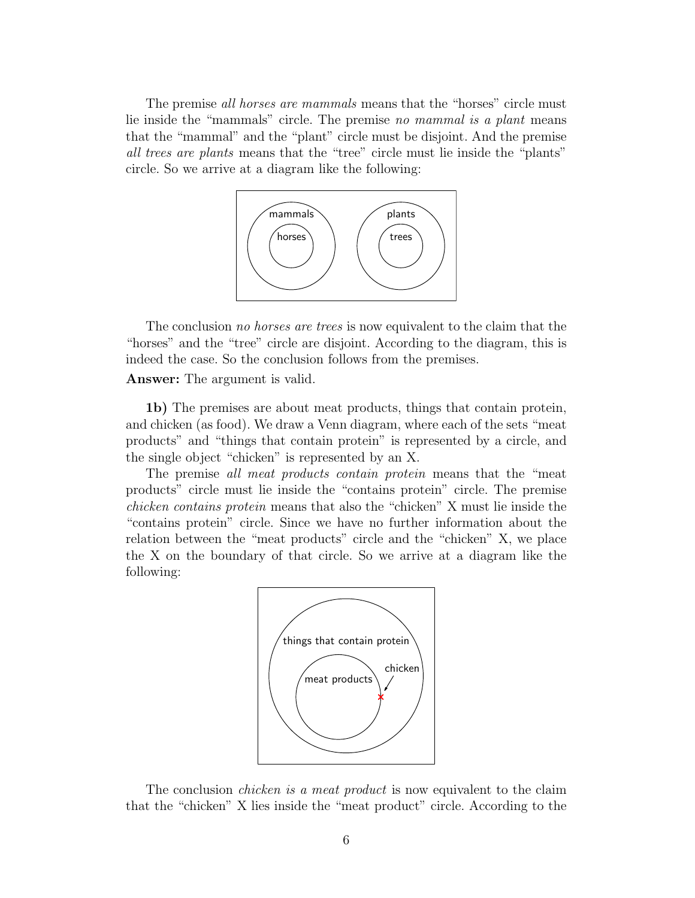The premise *all horses are mammals* means that the "horses" circle must lie inside the "mammals" circle. The premise *no mammal is a plant* means that the "mammal" and the "plant" circle must be disjoint. And the premise *all trees are plants* means that the "tree" circle must lie inside the "plants" circle. So we arrive at a diagram like the following:

The conclusion *no horses are trees* is now equivalent to the claim that the "horses" and the "tree" circle are disjoint. According to the diagram, this is indeed the case. So the conclusion follows from the premises.

**Answer:** The argument is valid.

**1b)** The premises are about meat products, things that contain protein, and chicken (as food). We draw a Venn diagram, where each of the sets "meat products" and "things that contain protein" is represented by a circle, and the single object "chicken" is represented by an X.

The premise *all meat products contain protein* means that the "meat products" circle must lie inside the "contains protein" circle. The premise *chicken contains protein* means that also the "chicken" X must lie inside the "contains protein" circle. Since we have no further information about the relation between the "meat products" circle and the "chicken" X, we place the X on the boundary of that circle. So we arrive at a diagram like the following:

The conclusion *chicken is a meat product* is now equivalent to the claim that the "chicken" X lies inside the "meat product" circle. According to the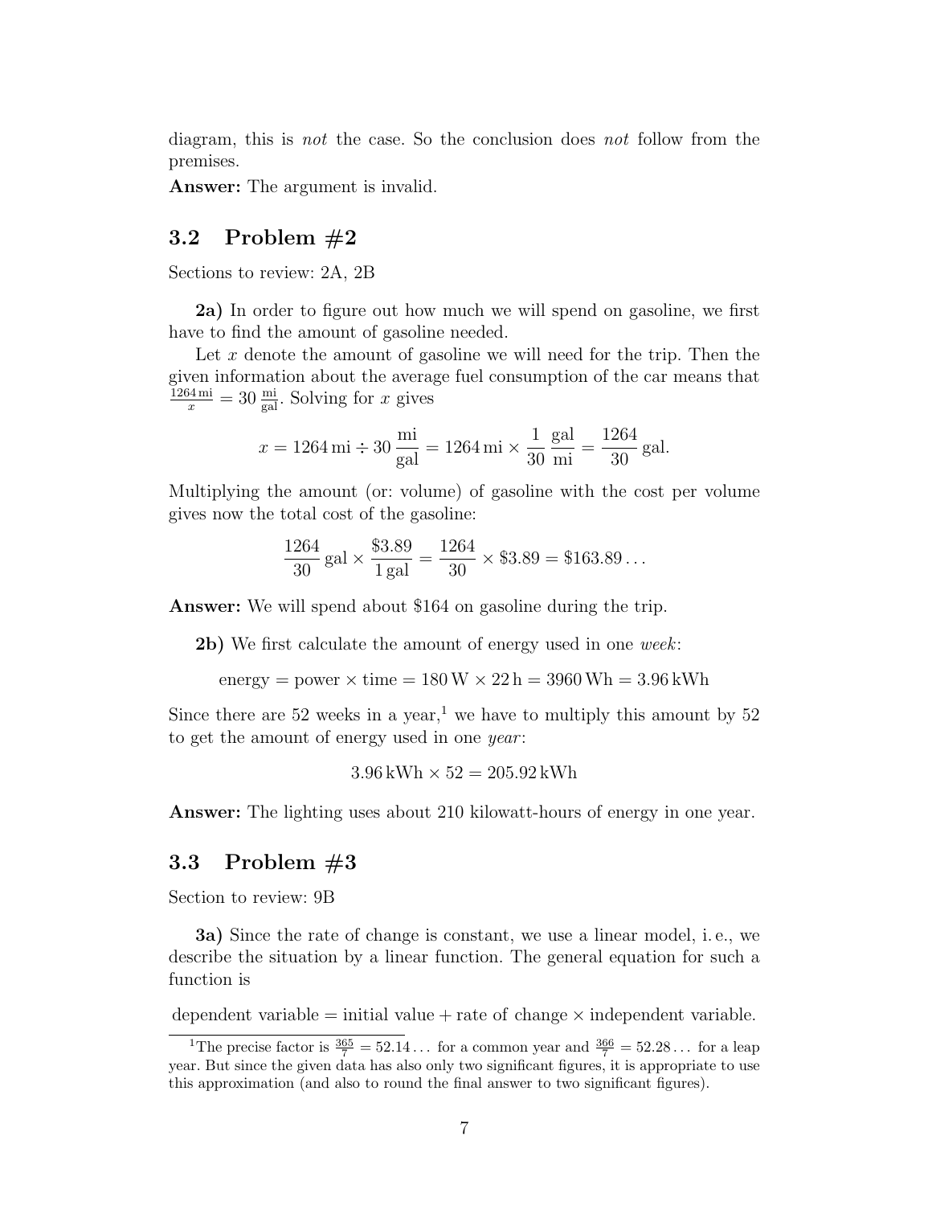diagram, this is *not* the case. So the conclusion does *not* follow from the premises.

**Answer:** The argument is invalid.

## 3.2 Problem #2

Sections to review: 2A, 2B

**2a)** In order to figure out how much we will spend on gasoline, we first have to find the amount of gasoline needed.

Let $x$ denote the amount of gasoline we will need for the trip. Then the given information about the average fuel consumption of the car means that $\frac{1264\,\text{mi}}{x} = 30\,\frac{\text{mi}}{\text{gal}}$. Solving for $x$ gives

$$x = 1264\,\text{mi} \div 30\,\frac{\text{mi}}{\text{gal}} = 1264\,\text{mi} \times \frac{1}{30}\,\frac{\text{gal}}{\text{mi}} = \frac{1264}{30}\,\text{gal}.$$

Multiplying the amount (or: volume) of gasoline with the cost per volume gives now the total cost of the gasoline:

$$\frac{1264}{30}\,\text{gal} \times \frac{\$3.89}{1\,\text{gal}} = \frac{1264}{30} \times \$3.89 = \$163.89\ldots$$

**Answer:** We will spend about \$164 on gasoline during the trip.

**2b)** We first calculate the amount of energy used in one *week*:

$$\text{energy} = \text{power} \times \text{time} = 180\,\text{W} \times 22\,\text{h} = 3960\,\text{Wh} = 3.96\,\text{kWh}$$

Since there are 52 weeks in a year,[1] we have to multiply this amount by 52 to get the amount of energy used in one *year*:

$$3.96\,\text{kWh} \times 52 = 205.92\,\text{kWh}$$

**Answer:** The lighting uses about 210 kilowatt-hours of energy in one year.

## 3.3 Problem #3

Section to review: 9B

**3a)** Since the rate of change is constant, we use a linear model, i. e., we describe the situation by a linear function. The general equation for such a function is

$$\text{dependent variable} = \text{initial value} + \text{rate of change} \times \text{independent variable}.$$

---

[1] The precise factor is $\frac{365}{7} = 52.14\ldots$ for a common year and $\frac{366}{7} = 52.28\ldots$ for a leap year. But since the given data has also only two significant figures, it is appropriate to use this approximation (and also to round the final answer to two significant figures).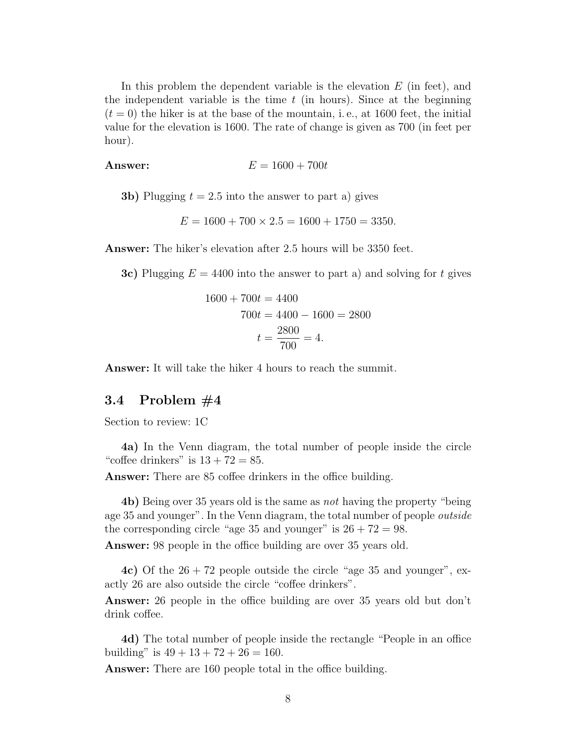In this problem the dependent variable is the elevation $E$ (in feet), and the independent variable is the time $t$ (in hours). Since at the beginning ($t = 0$) the hiker is at the base of the mountain, i. e., at 1600 feet, the initial value for the elevation is 1600. The rate of change is given as 700 (in feet per hour).

**Answer:** $$E = 1600 + 700t$$

**3b)** Plugging $t = 2.5$ into the answer to part a) gives

$$E = 1600 + 700 \times 2.5 = 1600 + 1750 = 3350.$$

**Answer:** The hiker's elevation after 2.5 hours will be 3350 feet.

**3c)** Plugging $E = 4400$ into the answer to part a) and solving for $t$ gives

$$\begin{aligned} 1600 + 700t &= 4400 \\ 700t &= 4400 - 1600 = 2800 \\ t &= \frac{2800}{700} = 4. \end{aligned}$$

**Answer:** It will take the hiker 4 hours to reach the summit.

## 3.4 Problem #4

Section to review: 1C

**4a)** In the Venn diagram, the total number of people inside the circle "coffee drinkers" is $13 + 72 = 85$.

**Answer:** There are 85 coffee drinkers in the office building.

**4b)** Being over 35 years old is the same as *not* having the property "being age 35 and younger". In the Venn diagram, the total number of people *outside* the corresponding circle "age 35 and younger" is $26 + 72 = 98$.

**Answer:** 98 people in the office building are over 35 years old.

**4c)** Of the $26 + 72$ people outside the circle "age 35 and younger", exactly 26 are also outside the circle "coffee drinkers".

**Answer:** 26 people in the office building are over 35 years old but don't drink coffee.

**4d)** The total number of people inside the rectangle "People in an office building" is $49 + 13 + 72 + 26 = 160$.

**Answer:** There are 160 people total in the office building.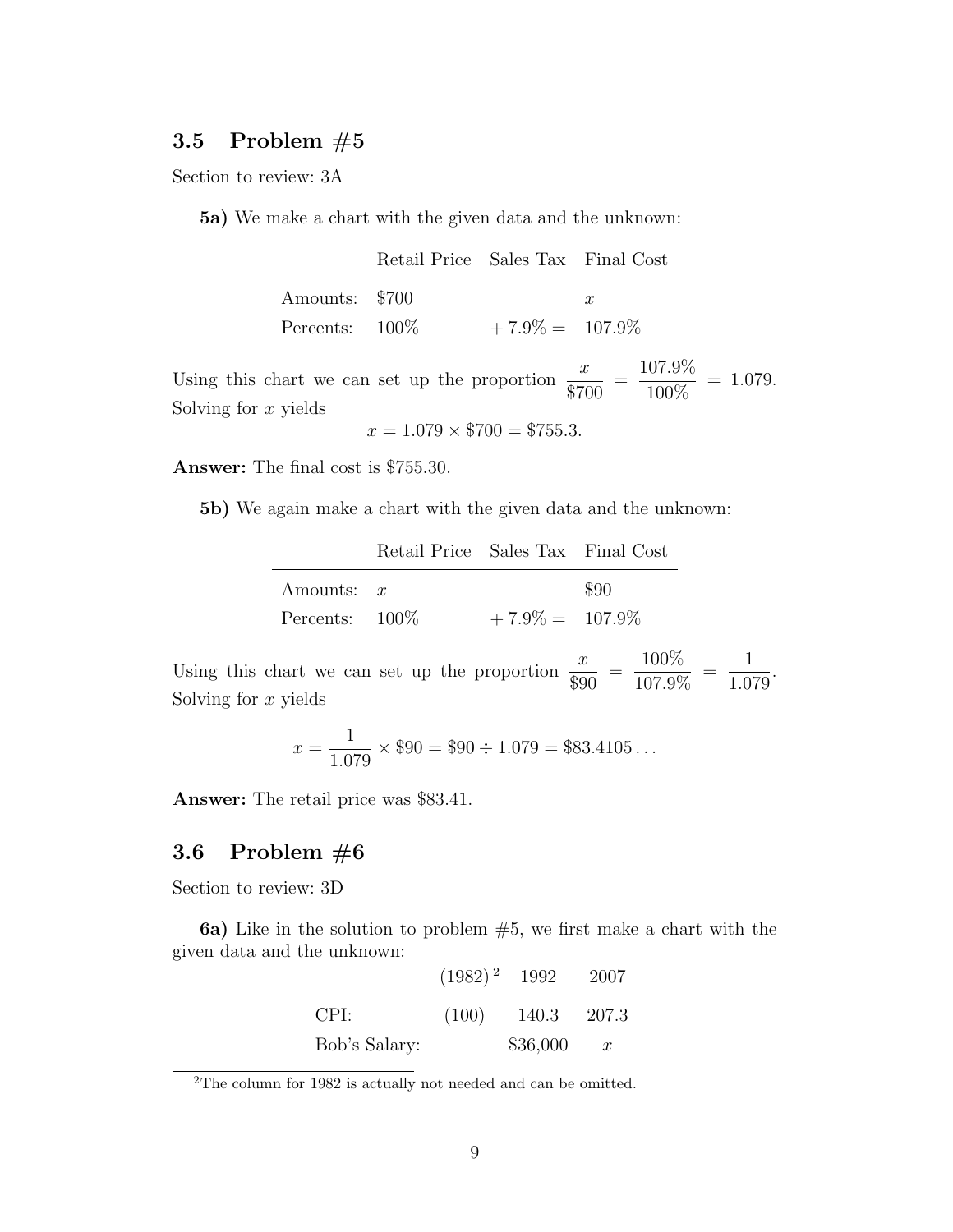## 3.5 Problem #5

Section to review: 3A

**5a)** We make a chart with the given data and the unknown:

| | Retail Price | Sales Tax | Final Cost |
|---|---|---|---|
| Amounts: | \$700 | | $x$ |
| Percents: | 100% | + 7.9% = | 107.9% |

Using this chart we can set up the proportion $\frac{x}{\$700} = \frac{107.9\%}{100\%} = 1.079$. Solving for $x$ yields

$$x = 1.079 \times \$700 = \$755.3.$$

**Answer:** The final cost is \$755.30.

**5b)** We again make a chart with the given data and the unknown:

| | Retail Price | Sales Tax | Final Cost |
|---|---|---|---|
| Amounts: | $x$ | | \$90 |
| Percents: | 100% | + 7.9% = | 107.9% |

Using this chart we can set up the proportion $\frac{x}{\$90} = \frac{100\%}{107.9\%} = \frac{1}{1.079}$. Solving for $x$ yields

$$x = \frac{1}{1.079} \times \$90 = \$90 \div 1.079 = \$83.4105\ldots$$

**Answer:** The retail price was \$83.41.

## 3.6 Problem #6

Section to review: 3D

**6a)** Like in the solution to problem #5, we first make a chart with the given data and the unknown:

| | (1982)[2] | 1992 | 2007 |
|---|---|---|---|
| CPI: | (100) | 140.3 | 207.3 |
| Bob's Salary: | | \$36,000 | $x$ |

[2] The column for 1982 is actually not needed and can be omitted.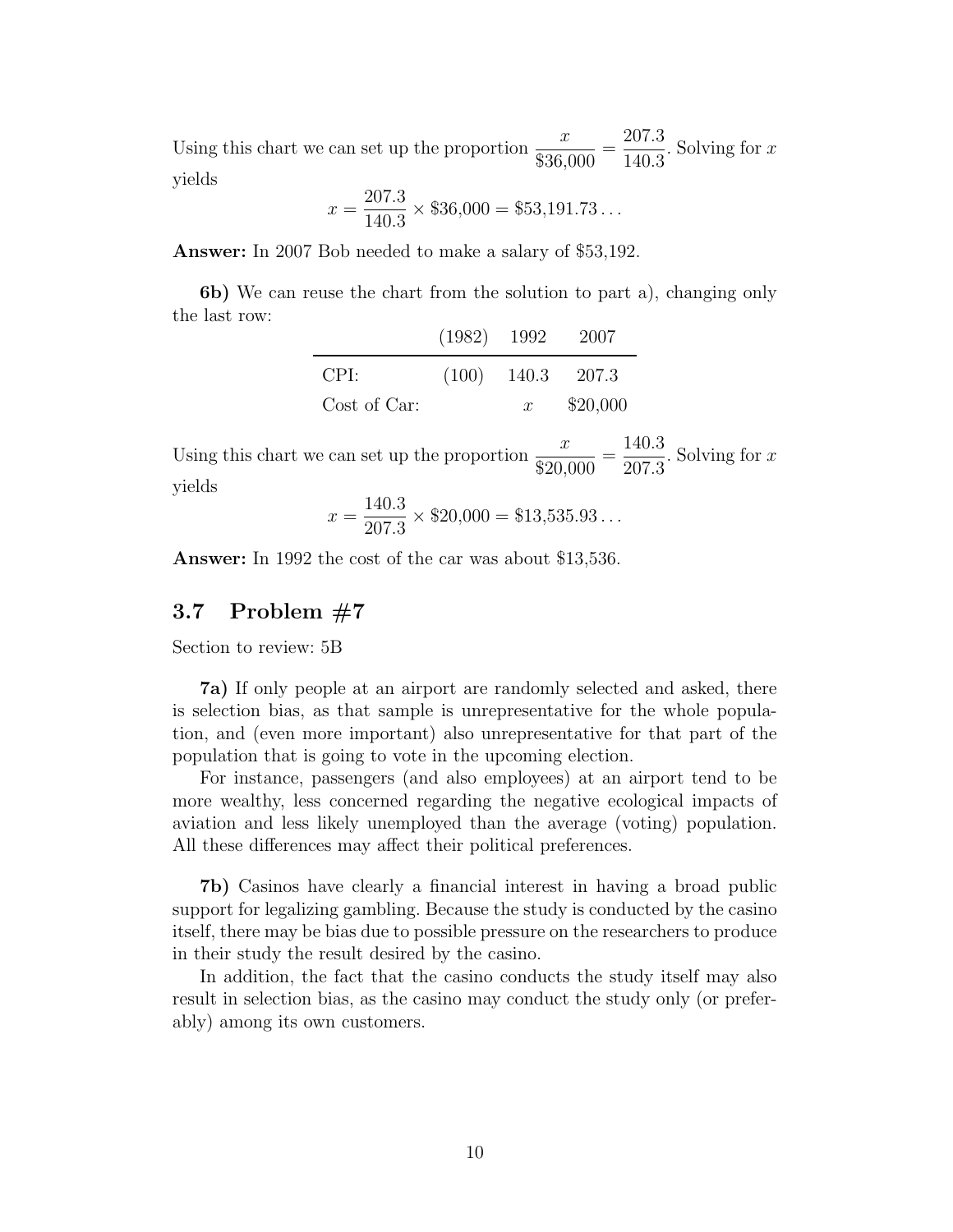Using this chart we can set up the proportion $\frac{x}{\$36{,}000} = \frac{207.3}{140.3}$. Solving for $x$ yields

$$x = \frac{207.3}{140.3} \times \$36{,}000 = \$53{,}191.73\ldots$$

**Answer:** In 2007 Bob needed to make a salary of \$53,192.

**6b)** We can reuse the chart from the solution to part a), changing only the last row:

| | (1982) | 1992 | 2007 |
|---|---|---|---|
| CPI: | (100) | 140.3 | 207.3 |
| Cost of Car: | | $x$ | \$20,000 |

Using this chart we can set up the proportion $\frac{x}{\$20{,}000} = \frac{140.3}{207.3}$. Solving for $x$ yields

$$x = \frac{140.3}{207.3} \times \$20{,}000 = \$13{,}535.93\ldots$$

**Answer:** In 1992 the cost of the car was about \$13,536.

## 3.7 Problem #7

Section to review: 5B

**7a)** If only people at an airport are randomly selected and asked, there is selection bias, as that sample is unrepresentative for the whole population, and (even more important) also unrepresentative for that part of the population that is going to vote in the upcoming election.

For instance, passengers (and also employees) at an airport tend to be more wealthy, less concerned regarding the negative ecological impacts of aviation and less likely unemployed than the average (voting) population. All these differences may affect their political preferences.

**7b)** Casinos have clearly a financial interest in having a broad public support for legalizing gambling. Because the study is conducted by the casino itself, there may be bias due to possible pressure on the researchers to produce in their study the result desired by the casino.

In addition, the fact that the casino conducts the study itself may also result in selection bias, as the casino may conduct the study only (or preferably) among its own customers.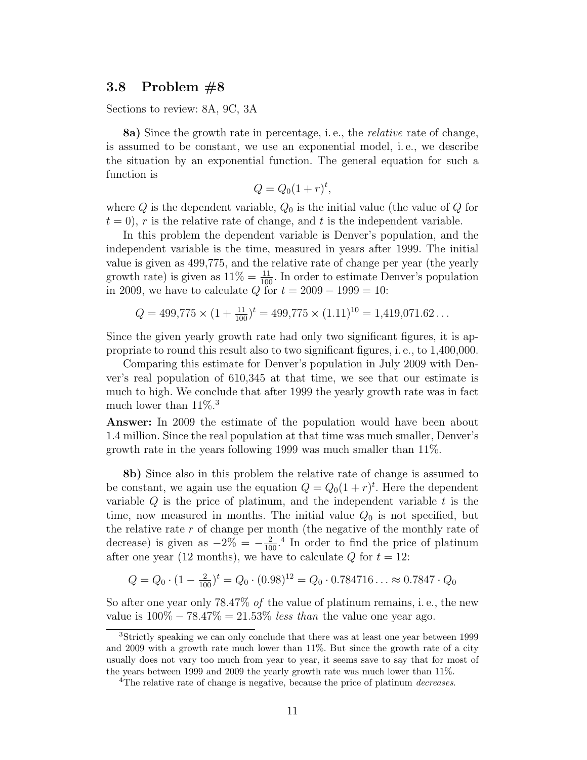## 3.8 Problem #8

Sections to review: 8A, 9C, 3A

**8a)** Since the growth rate in percentage, i. e., the *relative* rate of change, is assumed to be constant, we use an exponential model, i. e., we describe the situation by an exponential function. The general equation for such a function is

$$Q = Q_0(1+r)^t,$$

where $Q$ is the dependent variable, $Q_0$ is the initial value (the value of $Q$ for $t = 0$), $r$ is the relative rate of change, and $t$ is the independent variable.

In this problem the dependent variable is Denver's population, and the independent variable is the time, measured in years after 1999. The initial value is given as 499,775, and the relative rate of change per year (the yearly growth rate) is given as $11\% = \frac{11}{100}$. In order to estimate Denver's population in 2009, we have to calculate $Q$ for $t = 2009 - 1999 = 10$:

$$Q = 499{,}775 \times (1 + \tfrac{11}{100})^t = 499{,}775 \times (1.11)^{10} = 1{,}419{,}071.62\ldots$$

Since the given yearly growth rate had only two significant figures, it is appropriate to round this result also to two significant figures, i. e., to 1,400,000.

Comparing this estimate for Denver's population in July 2009 with Denver's real population of 610,345 at that time, we see that our estimate is much to high. We conclude that after 1999 the yearly growth rate was in fact much lower than 11%.[3]

**Answer:** In 2009 the estimate of the population would have been about 1.4 million. Since the real population at that time was much smaller, Denver's growth rate in the years following 1999 was much smaller than 11%.

**8b)** Since also in this problem the relative rate of change is assumed to be constant, we again use the equation $Q = Q_0(1+r)^t$. Here the dependent variable $Q$ is the price of platinum, and the independent variable $t$ is the time, now measured in months. The initial value $Q_0$ is not specified, but the relative rate $r$ of change per month (the negative of the monthly rate of decrease) is given as $-2\% = -\frac{2}{100}$.[4] In order to find the price of platinum after one year (12 months), we have to calculate $Q$ for $t = 12$:

$$Q = Q_0 \cdot (1 - \tfrac{2}{100})^t = Q_0 \cdot (0.98)^{12} = Q_0 \cdot 0.784716\ldots \approx 0.7847 \cdot Q_0$$

So after one year only 78.47% *of* the value of platinum remains, i. e., the new value is $100\% - 78.47\% = 21.53\%$ *less than* the value one year ago.

---

[3] Strictly speaking we can only conclude that there was at least one year between 1999 and 2009 with a growth rate much lower than 11%. But since the growth rate of a city usually does not vary too much from year to year, it seems save to say that for most of the years between 1999 and 2009 the yearly growth rate was much lower than 11%.

[4] The relative rate of change is negative, because the price of platinum *decreases*.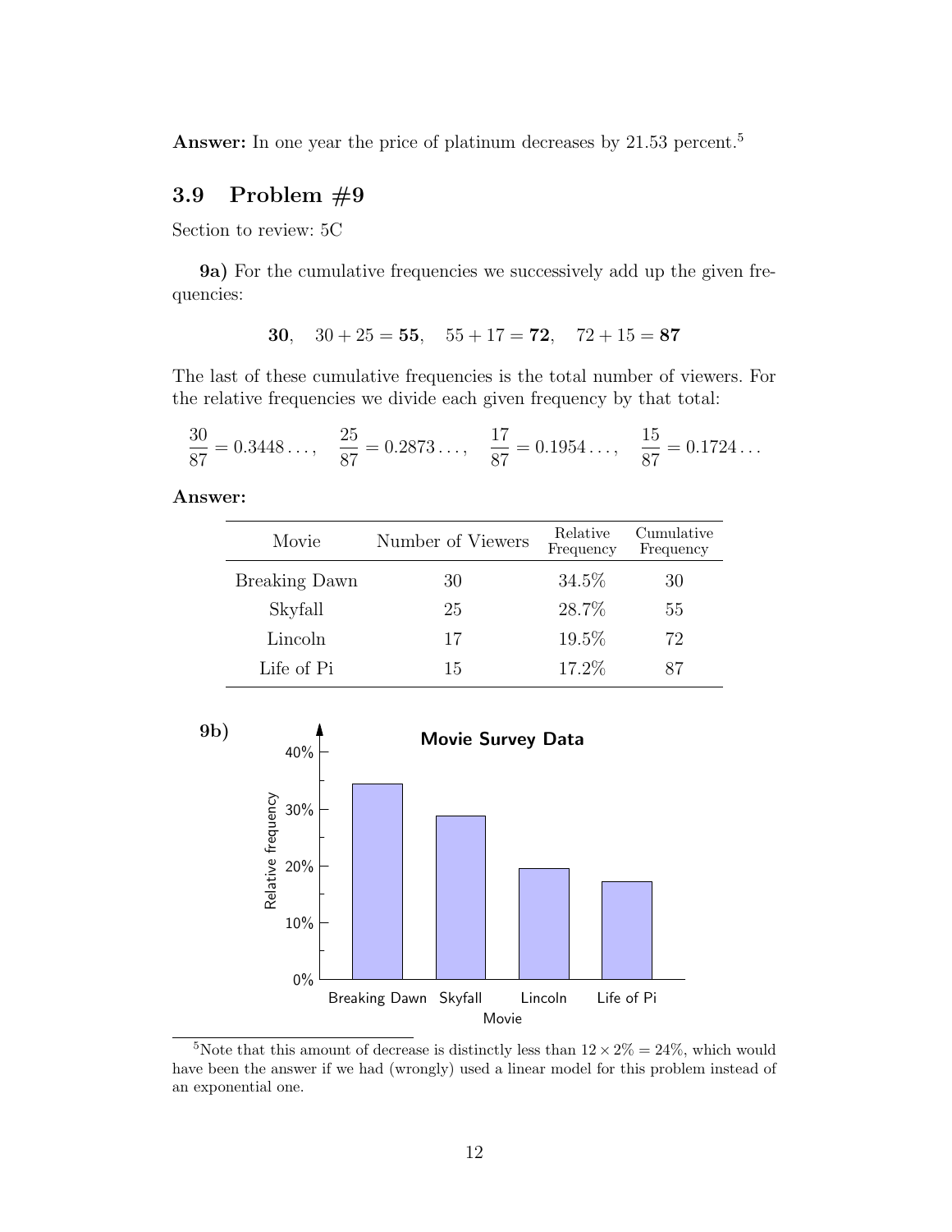**Answer:** In one year the price of platinum decreases by 21.53 percent.[5]

## 3.9 Problem #9

Section to review: 5C

**9a)** For the cumulative frequencies we successively add up the given frequencies:

$$\mathbf{30}, \quad 30 + 25 = \mathbf{55}, \quad 55 + 17 = \mathbf{72}, \quad 72 + 15 = \mathbf{87}$$

The last of these cumulative frequencies is the total number of viewers. For the relative frequencies we divide each given frequency by that total:

$$\frac{30}{87} = 0.3448\ldots, \quad \frac{25}{87} = 0.2873\ldots, \quad \frac{17}{87} = 0.1954\ldots, \quad \frac{15}{87} = 0.1724\ldots$$

**Answer:**

| Movie | Number of Viewers | Relative Frequency | Cumulative Frequency |
|---|---|---|---|
| Breaking Dawn | 30 | 34.5% | 30 |
| Skyfall | 25 | 28.7% | 55 |
| Lincoln | 17 | 19.5% | 72 |
| Life of Pi | 15 | 17.2% | 87 |

**9b)**

Movie Survey Data

| Movie | Relative frequency |
|---|---|
| Breaking Dawn | 34.5% |
| Skyfall | 28.7% |
| Lincoln | 19.5% |
| Life of Pi | 17.2% |

[5] Note that this amount of decrease is distinctly less than $12 \times 2\% = 24\%$, which would have been the answer if we had (wrongly) used a linear model for this problem instead of an exponential one.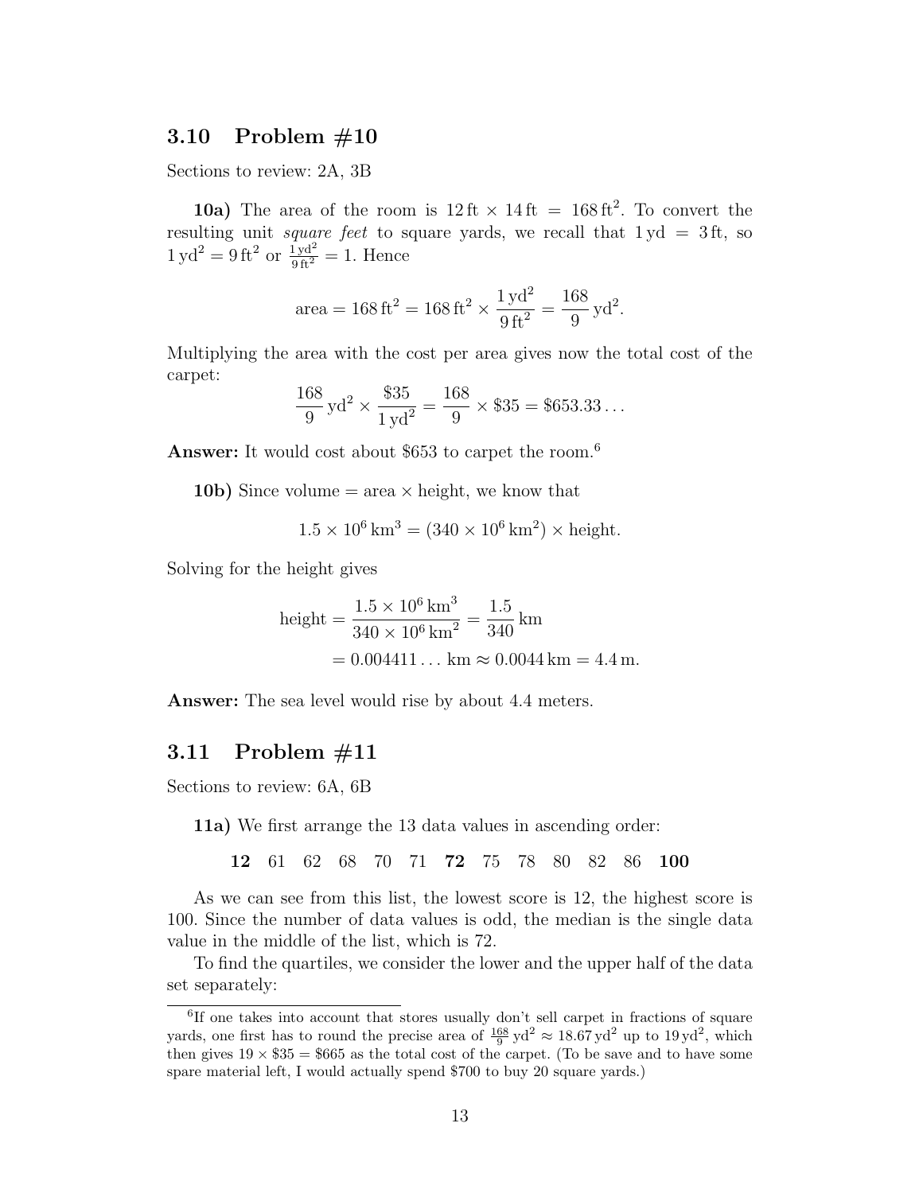## 3.10 Problem #10

Sections to review: 2A, 3B

**10a)** The area of the room is $12\,\text{ft} \times 14\,\text{ft} = 168\,\text{ft}^2$. To convert the resulting unit *square feet* to square yards, we recall that $1\,\text{yd} = 3\,\text{ft}$, so $1\,\text{yd}^2 = 9\,\text{ft}^2$ or $\frac{1\,\text{yd}^2}{9\,\text{ft}^2} = 1$. Hence

$$\text{area} = 168\,\text{ft}^2 = 168\,\text{ft}^2 \times \frac{1\,\text{yd}^2}{9\,\text{ft}^2} = \frac{168}{9}\,\text{yd}^2.$$

Multiplying the area with the cost per area gives now the total cost of the carpet:

$$\frac{168}{9}\,\text{yd}^2 \times \frac{\$35}{1\,\text{yd}^2} = \frac{168}{9} \times \$35 = \$653.33\ldots$$

**Answer:** It would cost about \$653 to carpet the room.[6]

**10b)** Since volume = area × height, we know that

$$1.5 \times 10^6\,\text{km}^3 = (340 \times 10^6\,\text{km}^2) \times \text{height}.$$

Solving for the height gives

$$\begin{aligned}\text{height} &= \frac{1.5 \times 10^6\,\text{km}^3}{340 \times 10^6\,\text{km}^2} = \frac{1.5}{340}\,\text{km} \\ &= 0.004411\ldots\,\text{km} \approx 0.0044\,\text{km} = 4.4\,\text{m}.\end{aligned}$$

**Answer:** The sea level would rise by about 4.4 meters.

## 3.11 Problem #11

Sections to review: 6A, 6B

**11a)** We first arrange the 13 data values in ascending order:

**12** 61 62 68 70 71 **72** 75 78 80 82 86 **100**

As we can see from this list, the lowest score is 12, the highest score is 100. Since the number of data values is odd, the median is the single data value in the middle of the list, which is 72.

To find the quartiles, we consider the lower and the upper half of the data set separately:

---

[6] If one takes into account that stores usually don't sell carpet in fractions of square yards, one first has to round the precise area of $\frac{168}{9}\,\text{yd}^2 \approx 18.67\,\text{yd}^2$ up to $19\,\text{yd}^2$, which then gives $19 \times \$35 = \$665$ as the total cost of the carpet. (To be save and to have some spare material left, I would actually spend \$700 to buy 20 square yards.)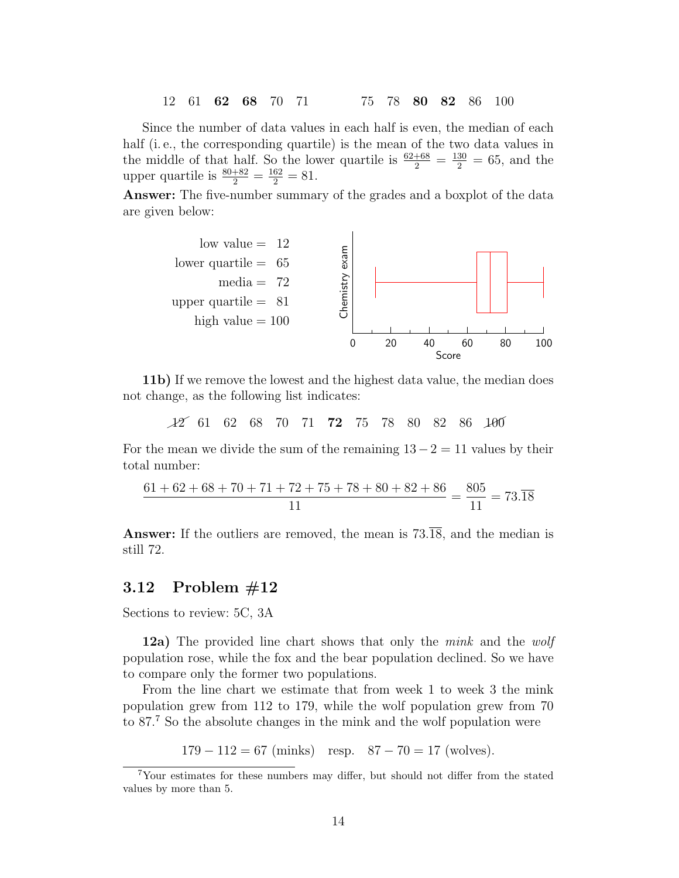12  61  **62**  **68**  70  71        75  78  **80**  **82**  86  100

Since the number of data values in each half is even, the median of each half (i. e., the corresponding quartile) is the mean of the two data values in the middle of that half. So the lower quartile is $\frac{62+68}{2} = \frac{130}{2} = 65$, and the upper quartile is $\frac{80+82}{2} = \frac{162}{2} = 81$.

**Answer:** The five-number summary of the grades and a boxplot of the data are given below:

low value = 12
lower quartile = 65
media = 72
upper quartile = 81
high value = 100

**11b)** If we remove the lowest and the highest data value, the median does not change, as the following list indicates:

~~12~~  61  62  68  70  71  **72**  75  78  80  82  86  ~~100~~

For the mean we divide the sum of the remaining $13 - 2 = 11$ values by their total number:

$$\frac{61 + 62 + 68 + 70 + 71 + 72 + 75 + 78 + 80 + 82 + 86}{11} = \frac{805}{11} = 73.\overline{18}$$

**Answer:** If the outliers are removed, the mean is $73.\overline{18}$, and the median is still 72.

## 3.12 Problem #12

Sections to review: 5C, 3A

**12a)** The provided line chart shows that only the *mink* and the *wolf* population rose, while the fox and the bear population declined. So we have to compare only the former two populations.

From the line chart we estimate that from week 1 to week 3 the mink population grew from 112 to 179, while the wolf population grew from 70 to 87.[7] So the absolute changes in the mink and the wolf population were

$$179 - 112 = 67 \text{ (minks)} \quad \text{resp.} \quad 87 - 70 = 17 \text{ (wolves)}.$$

[7] Your estimates for these numbers may differ, but should not differ from the stated values by more than 5.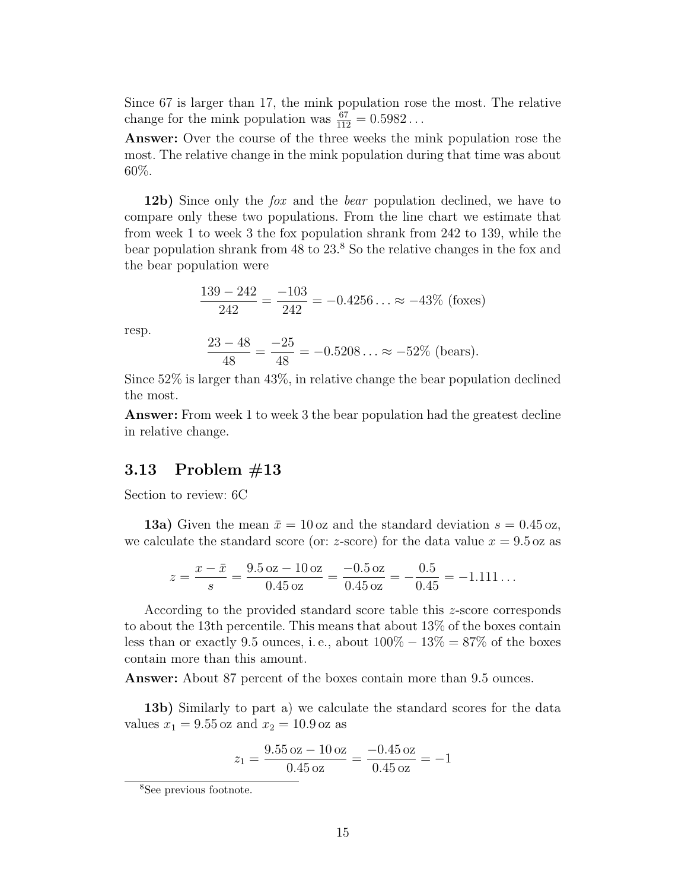Since 67 is larger than 17, the mink population rose the most. The relative change for the mink population was $\frac{67}{112} = 0.5982\ldots$

**Answer:** Over the course of the three weeks the mink population rose the most. The relative change in the mink population during that time was about 60%.

**12b)** Since only the *fox* and the *bear* population declined, we have to compare only these two populations. From the line chart we estimate that from week 1 to week 3 the fox population shrank from 242 to 139, while the bear population shrank from 48 to 23.[8] So the relative changes in the fox and the bear population were

$$\frac{139-242}{242} = \frac{-103}{242} = -0.4256\ldots \approx -43\% \text{ (foxes)}$$

resp.

$$\frac{23-48}{48} = \frac{-25}{48} = -0.5208\ldots \approx -52\% \text{ (bears)}.$$

Since 52% is larger than 43%, in relative change the bear population declined the most.

**Answer:** From week 1 to week 3 the bear population had the greatest decline in relative change.

### 3.13 Problem #13

Section to review: 6C

**13a)** Given the mean $\bar{x} = 10\,\text{oz}$ and the standard deviation $s = 0.45\,\text{oz}$, we calculate the standard score (or: $z$-score) for the data value $x = 9.5\,\text{oz}$ as

$$z = \frac{x - \bar{x}}{s} = \frac{9.5\,\text{oz} - 10\,\text{oz}}{0.45\,\text{oz}} = \frac{-0.5\,\text{oz}}{0.45\,\text{oz}} = -\frac{0.5}{0.45} = -1.111\ldots$$

According to the provided standard score table this $z$-score corresponds to about the 13th percentile. This means that about 13% of the boxes contain less than or exactly 9.5 ounces, i. e., about $100\% - 13\% = 87\%$ of the boxes contain more than this amount.

**Answer:** About 87 percent of the boxes contain more than 9.5 ounces.

**13b)** Similarly to part a) we calculate the standard scores for the data values $x_1 = 9.55\,\text{oz}$ and $x_2 = 10.9\,\text{oz}$ as

$$z_1 = \frac{9.55\,\text{oz} - 10\,\text{oz}}{0.45\,\text{oz}} = \frac{-0.45\,\text{oz}}{0.45\,\text{oz}} = -1$$

[8] See previous footnote.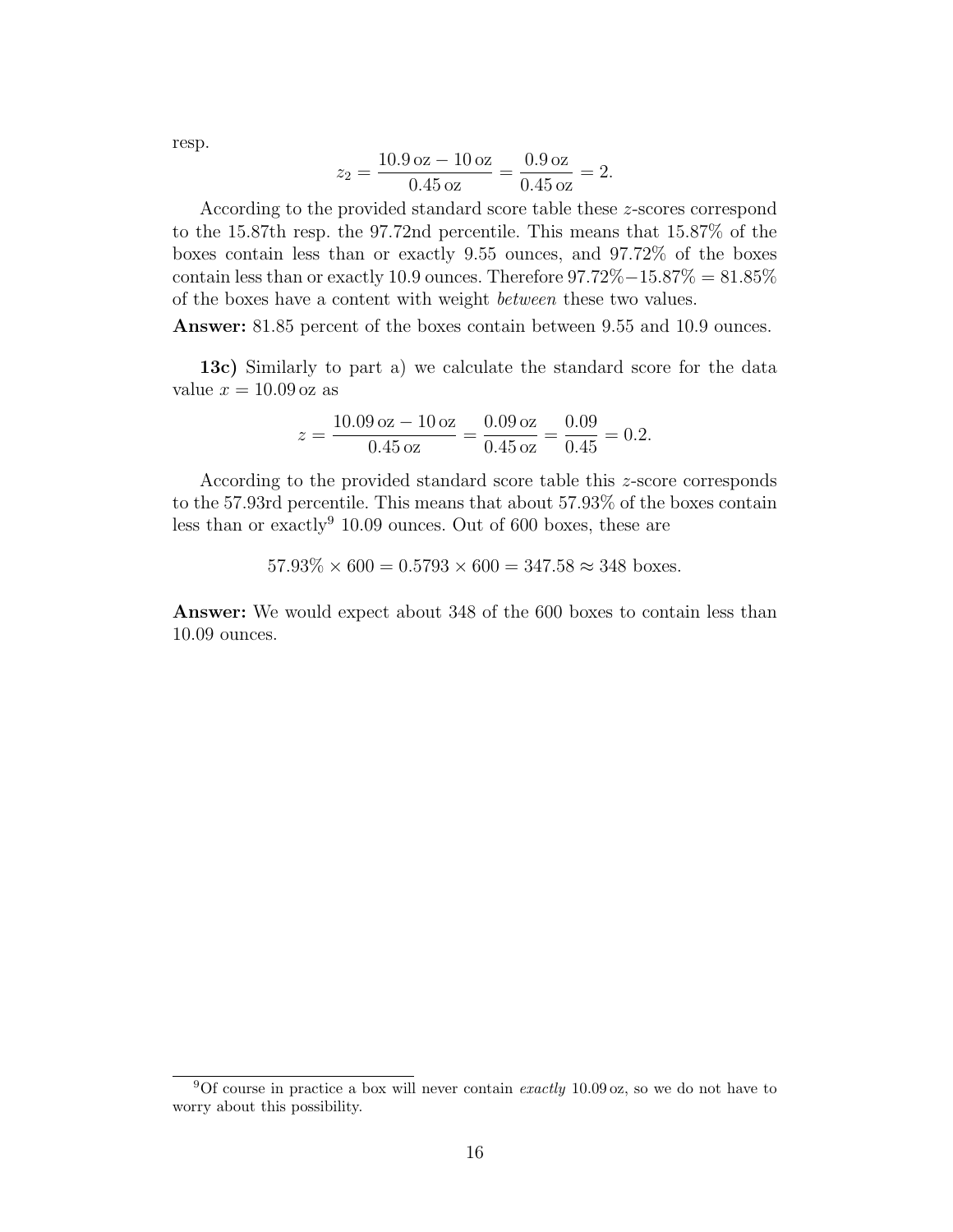resp.

$$z_2 = \frac{10.9\,\text{oz} - 10\,\text{oz}}{0.45\,\text{oz}} = \frac{0.9\,\text{oz}}{0.45\,\text{oz}} = 2.$$

According to the provided standard score table these $z$-scores correspond to the 15.87th resp. the 97.72nd percentile. This means that 15.87% of the boxes contain less than or exactly 9.55 ounces, and 97.72% of the boxes contain less than or exactly 10.9 ounces. Therefore $97.72\% - 15.87\% = 81.85\%$ of the boxes have a content with weight *between* these two values.

**Answer:** 81.85 percent of the boxes contain between 9.55 and 10.9 ounces.

**13c)** Similarly to part a) we calculate the standard score for the data value $x = 10.09\,\text{oz}$ as

$$z = \frac{10.09\,\text{oz} - 10\,\text{oz}}{0.45\,\text{oz}} = \frac{0.09\,\text{oz}}{0.45\,\text{oz}} = \frac{0.09}{0.45} = 0.2.$$

According to the provided standard score table this $z$-score corresponds to the 57.93rd percentile. This means that about 57.93% of the boxes contain less than or exactly[9] 10.09 ounces. Out of 600 boxes, these are

$$57.93\% \times 600 = 0.5793 \times 600 = 347.58 \approx 348 \text{ boxes.}$$

**Answer:** We would expect about 348 of the 600 boxes to contain less than 10.09 ounces.

[9] Of course in practice a box will never contain *exactly* 10.09 oz, so we do not have to worry about this possibility.